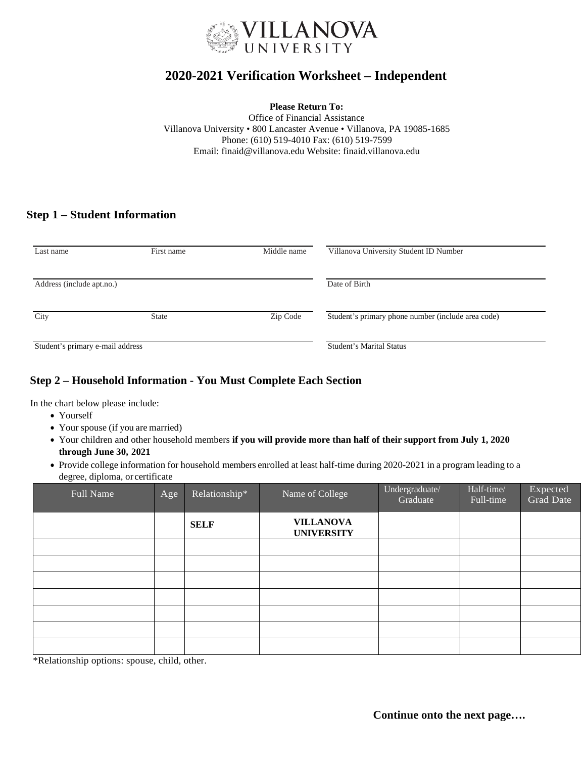# 2020-2021 Verification Worksheet – Independent

**Please Return To:**
Office of Financial Assistance
Villanova University • 800 Lancaster Avenue • Villanova, PA 19085-1685
Phone: (610) 519-4010 Fax: (610) 519-7599
Email: finaid@villanova.edu Website: finaid.villanova.edu

## Step 1 – Student Information

| Last name | First name | Middle name | Villanova University Student ID Number |
|---|---|---|---|
| Address (include apt.no.) | | | Date of Birth |
| City | State | Zip Code | Student's primary phone number (include area code) |
| Student's primary e-mail address | | | Student's Marital Status |

## Step 2 – Household Information - You Must Complete Each Section

In the chart below please include:

- Yourself
- Your spouse (if you are married)
- Your children and other household members **if you will provide more than half of their support from July 1, 2020 through June 30, 2021**
- Provide college information for household members enrolled at least half-time during 2020-2021 in a program leading to a degree, diploma, or certificate

| Full Name | Age | Relationship* | Name of College | Undergraduate/ Graduate | Half-time/ Full-time | Expected Grad Date |
|---|---|---|---|---|---|---|
| | | **SELF** | **VILLANOVA UNIVERSITY** | | | |
| | | | | | | |
| | | | | | | |
| | | | | | | |
| | | | | | | |
| | | | | | | |
| | | | | | | |
| | | | | | | |

*Relationship options: spouse, child, other.

**Continue onto the next page….**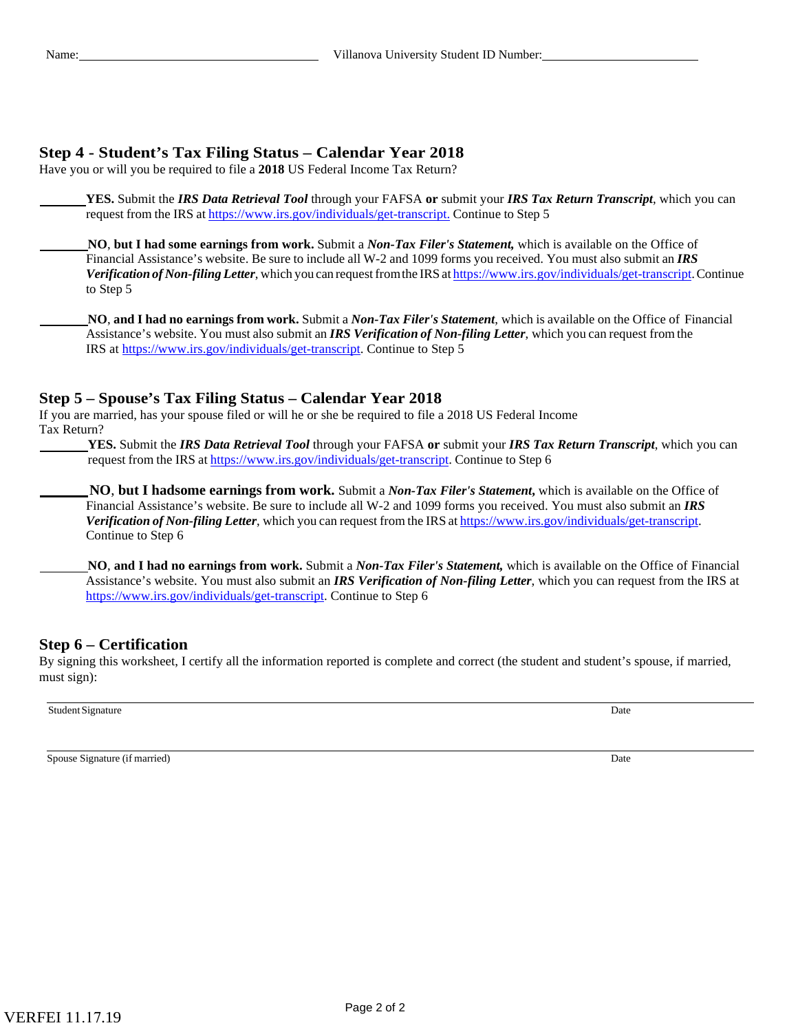Name:\_\_\_\_\_\_\_\_\_\_\_\_\_\_\_\_\_\_\_\_\_\_\_\_\_\_\_\_\_\_\_\_\_\_\_\_\_\_ Villanova University Student ID Number:\_\_\_\_\_\_\_\_\_\_\_\_\_\_\_\_\_\_\_\_\_\_\_\_\_\_

## Step 4 - Student's Tax Filing Status – Calendar Year 2018

Have you or will you be required to file a **2018** US Federal Income Tax Return?

\_\_\_\_\_\_\_\_ **YES.** Submit the ***IRS Data Retrieval Tool*** through your FAFSA **or** submit your ***IRS Tax Return Transcript***, which you can request from the IRS at https://www.irs.gov/individuals/get-transcript. Continue to Step 5

\_\_\_\_\_\_\_\_ **NO**, **but I had some earnings from work.** Submit a ***Non-Tax Filer's Statement,*** which is available on the Office of Financial Assistance's website. Be sure to include all W-2 and 1099 forms you received. You must also submit an ***IRS Verification of Non-filing Letter***, which you can request from the IRS at https://www.irs.gov/individuals/get-transcript. Continue to Step 5

\_\_\_\_\_\_\_\_ **NO**, **and I had no earnings from work.** Submit a ***Non-Tax Filer's Statement***, which is available on the Office of Financial Assistance's website. You must also submit an ***IRS Verification of Non-filing Letter***, which you can request from the IRS at https://www.irs.gov/individuals/get-transcript. Continue to Step 5

## Step 5 – Spouse's Tax Filing Status – Calendar Year 2018

If you are married, has your spouse filed or will he or she be required to file a 2018 US Federal Income Tax Return?

\_\_\_\_\_\_\_\_ **YES.** Submit the ***IRS Data Retrieval Tool*** through your FAFSA **or** submit your ***IRS Tax Return Transcript***, which you can request from the IRS at https://www.irs.gov/individuals/get-transcript. Continue to Step 6

\_\_\_\_\_\_\_\_ **NO**, **but I hadsome earnings from work.** Submit a ***Non-Tax Filer's Statement,*** which is available on the Office of Financial Assistance's website. Be sure to include all W-2 and 1099 forms you received. You must also submit an ***IRS Verification of Non-filing Letter***, which you can request from the IRS at https://www.irs.gov/individuals/get-transcript. Continue to Step 6

\_\_\_\_\_\_\_\_ **NO**, **and I had no earnings from work.** Submit a ***Non-Tax Filer's Statement,*** which is available on the Office of Financial Assistance's website. You must also submit an ***IRS Verification of Non-filing Letter***, which you can request from the IRS at https://www.irs.gov/individuals/get-transcript. Continue to Step 6

## Step 6 – Certification

By signing this worksheet, I certify all the information reported is complete and correct (the student and student's spouse, if married, must sign):

\_\_\_\_\_\_\_\_\_\_\_\_\_\_\_\_\_\_\_\_\_\_\_\_\_\_\_\_\_\_\_\_\_\_\_\_\_\_\_\_\_\_\_\_\_\_\_\_\_\_\_\_\_\_\_\_\_\_\_\_\_\_\_\_\_\_\_\_\_\_\_\_

Student Signature Date

\_\_\_\_\_\_\_\_\_\_\_\_\_\_\_\_\_\_\_\_\_\_\_\_\_\_\_\_\_\_\_\_\_\_\_\_\_\_\_\_\_\_\_\_\_\_\_\_\_\_\_\_\_\_\_\_\_\_\_\_\_\_\_\_\_\_\_\_\_\_\_\_

Spouse Signature (if married) Date

VERFEI 11.17.19